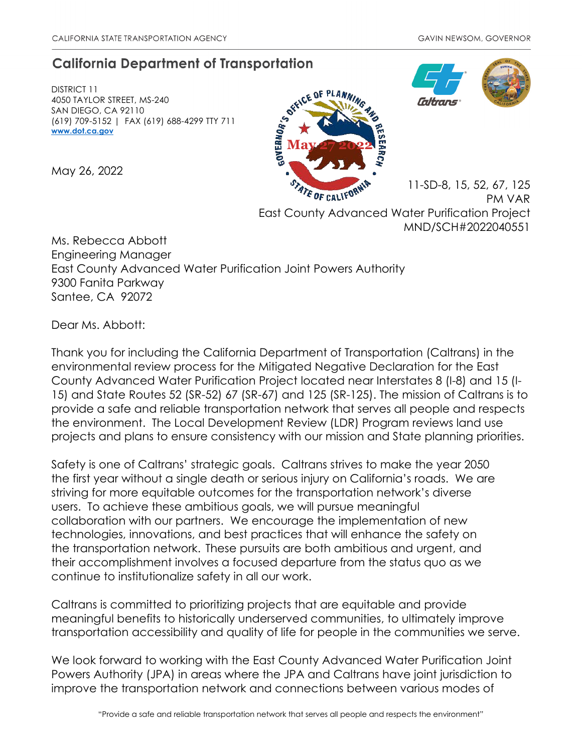CALIFORNIA STATE TRANSPORTATION AGENCY GAVIN NEWSOM, GOVERNOR

# California Department of Transportation

DISTRICT 11
4050 TAYLOR STREET, MS-240
SAN DIEGO, CA 92110
(619) 709-5152 | FAX (619) 688-4299 TTY 711
www.dot.ca.gov

GOVERNOR'S OFFICE OF PLANNING AND RESEARCH
May 27 2022
STATE OF CALIFORNIA

May 26, 2022

11-SD-8, 15, 52, 67, 125
PM VAR
East County Advanced Water Purification Project
MND/SCH#2022040551

Ms. Rebecca Abbott
Engineering Manager
East County Advanced Water Purification Joint Powers Authority
9300 Fanita Parkway
Santee, CA 92072

Dear Ms. Abbott:

Thank you for including the California Department of Transportation (Caltrans) in the environmental review process for the Mitigated Negative Declaration for the East County Advanced Water Purification Project located near Interstates 8 (I-8) and 15 (I-15) and State Routes 52 (SR-52) 67 (SR-67) and 125 (SR-125). The mission of Caltrans is to provide a safe and reliable transportation network that serves all people and respects the environment. The Local Development Review (LDR) Program reviews land use projects and plans to ensure consistency with our mission and State planning priorities.

Safety is one of Caltrans' strategic goals. Caltrans strives to make the year 2050 the first year without a single death or serious injury on California's roads. We are striving for more equitable outcomes for the transportation network's diverse users. To achieve these ambitious goals, we will pursue meaningful collaboration with our partners. We encourage the implementation of new technologies, innovations, and best practices that will enhance the safety on the transportation network. These pursuits are both ambitious and urgent, and their accomplishment involves a focused departure from the status quo as we continue to institutionalize safety in all our work.

Caltrans is committed to prioritizing projects that are equitable and provide meaningful benefits to historically underserved communities, to ultimately improve transportation accessibility and quality of life for people in the communities we serve.

We look forward to working with the East County Advanced Water Purification Joint Powers Authority (JPA) in areas where the JPA and Caltrans have joint jurisdiction to improve the transportation network and connections between various modes of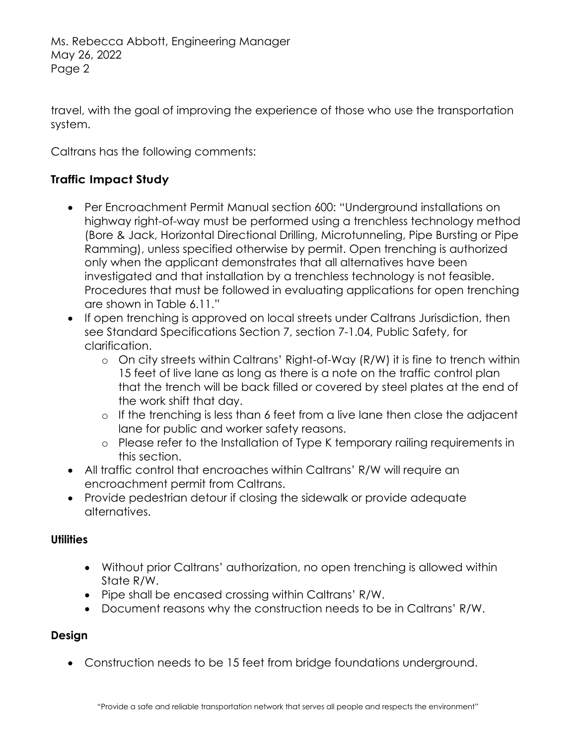travel, with the goal of improving the experience of those who use the transportation system.

Caltrans has the following comments:

**Traffic Impact Study**

- Per Encroachment Permit Manual section 600: "Underground installations on highway right-of-way must be performed using a trenchless technology method (Bore & Jack, Horizontal Directional Drilling, Microtunneling, Pipe Bursting or Pipe Ramming), unless specified otherwise by permit. Open trenching is authorized only when the applicant demonstrates that all alternatives have been investigated and that installation by a trenchless technology is not feasible. Procedures that must be followed in evaluating applications for open trenching are shown in Table 6.11."
- If open trenching is approved on local streets under Caltrans Jurisdiction, then see Standard Specifications Section 7, section 7-1.04, Public Safety, for clarification.
    - On city streets within Caltrans' Right-of-Way (R/W) it is fine to trench within 15 feet of live lane as long as there is a note on the traffic control plan that the trench will be back filled or covered by steel plates at the end of the work shift that day.
    - If the trenching is less than 6 feet from a live lane then close the adjacent lane for public and worker safety reasons.
    - Please refer to the Installation of Type K temporary railing requirements in this section.
- All traffic control that encroaches within Caltrans' R/W will require an encroachment permit from Caltrans.
- Provide pedestrian detour if closing the sidewalk or provide adequate alternatives.

**Utilities**

- Without prior Caltrans' authorization, no open trenching is allowed within State R/W.
- Pipe shall be encased crossing within Caltrans' R/W.
- Document reasons why the construction needs to be in Caltrans' R/W.

**Design**

- Construction needs to be 15 feet from bridge foundations underground.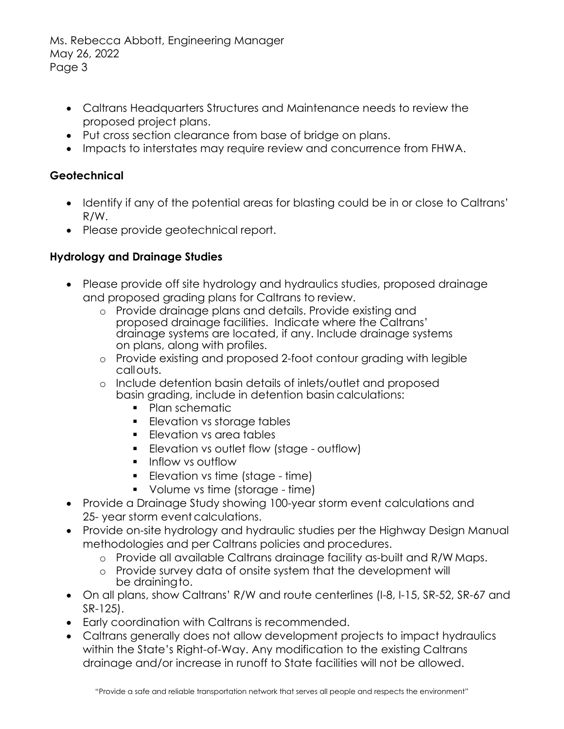- Caltrans Headquarters Structures and Maintenance needs to review the proposed project plans.
- Put cross section clearance from base of bridge on plans.
- Impacts to interstates may require review and concurrence from FHWA.

## Geotechnical

- Identify if any of the potential areas for blasting could be in or close to Caltrans' R/W.
- Please provide geotechnical report.

## Hydrology and Drainage Studies

- Please provide off site hydrology and hydraulics studies, proposed drainage and proposed grading plans for Caltrans to review.
  - Provide drainage plans and details. Provide existing and proposed drainage facilities. Indicate where the Caltrans' drainage systems are located, if any. Include drainage systems on plans, along with profiles.
  - Provide existing and proposed 2-foot contour grading with legible callouts.
  - Include detention basin details of inlets/outlet and proposed basin grading, include in detention basin calculations:
    - Plan schematic
    - Elevation vs storage tables
    - Elevation vs area tables
    - Elevation vs outlet flow (stage - outflow)
    - Inflow vs outflow
    - Elevation vs time (stage - time)
    - Volume vs time (storage - time)
- Provide a Drainage Study showing 100-year storm event calculations and 25- year storm event calculations.
- Provide on-site hydrology and hydraulic studies per the Highway Design Manual methodologies and per Caltrans policies and procedures.
  - Provide all available Caltrans drainage facility as-built and R/W Maps.
  - Provide survey data of onsite system that the development will be draining to.
- On all plans, show Caltrans' R/W and route centerlines (I-8, I-15, SR-52, SR-67 and SR-125).
- Early coordination with Caltrans is recommended.
- Caltrans generally does not allow development projects to impact hydraulics within the State's Right-of-Way. Any modification to the existing Caltrans drainage and/or increase in runoff to State facilities will not be allowed.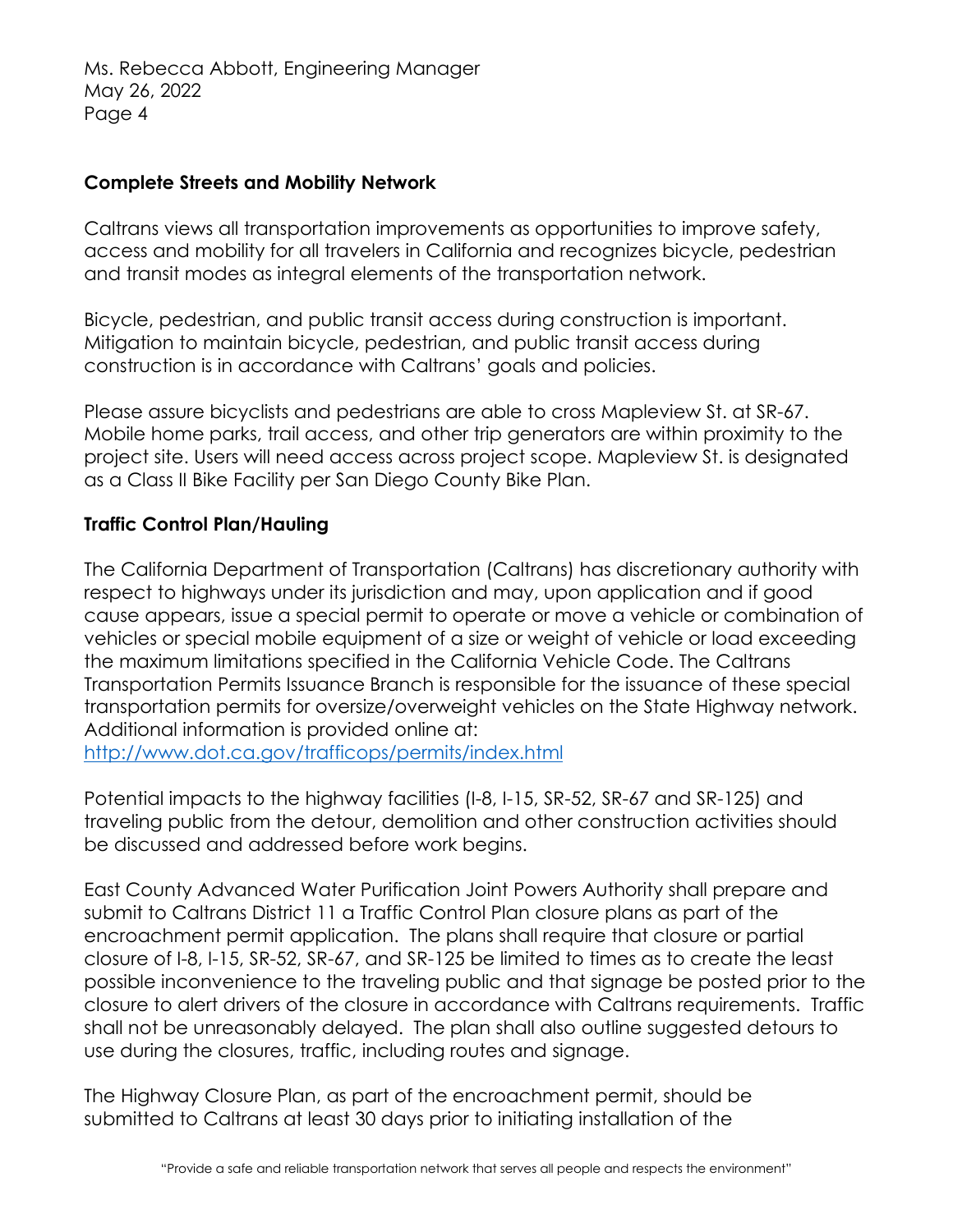## Complete Streets and Mobility Network

Caltrans views all transportation improvements as opportunities to improve safety, access and mobility for all travelers in California and recognizes bicycle, pedestrian and transit modes as integral elements of the transportation network.

Bicycle, pedestrian, and public transit access during construction is important. Mitigation to maintain bicycle, pedestrian, and public transit access during construction is in accordance with Caltrans' goals and policies.

Please assure bicyclists and pedestrians are able to cross Mapleview St. at SR-67. Mobile home parks, trail access, and other trip generators are within proximity to the project site. Users will need access across project scope. Mapleview St. is designated as a Class II Bike Facility per San Diego County Bike Plan.

## Traffic Control Plan/Hauling

The California Department of Transportation (Caltrans) has discretionary authority with respect to highways under its jurisdiction and may, upon application and if good cause appears, issue a special permit to operate or move a vehicle or combination of vehicles or special mobile equipment of a size or weight of vehicle or load exceeding the maximum limitations specified in the California Vehicle Code. The Caltrans Transportation Permits Issuance Branch is responsible for the issuance of these special transportation permits for oversize/overweight vehicles on the State Highway network. Additional information is provided online at: http://www.dot.ca.gov/trafficops/permits/index.html

Potential impacts to the highway facilities (I-8, I-15, SR-52, SR-67 and SR-125) and traveling public from the detour, demolition and other construction activities should be discussed and addressed before work begins.

East County Advanced Water Purification Joint Powers Authority shall prepare and submit to Caltrans District 11 a Traffic Control Plan closure plans as part of the encroachment permit application. The plans shall require that closure or partial closure of I-8, I-15, SR-52, SR-67, and SR-125 be limited to times as to create the least possible inconvenience to the traveling public and that signage be posted prior to the closure to alert drivers of the closure in accordance with Caltrans requirements. Traffic shall not be unreasonably delayed. The plan shall also outline suggested detours to use during the closures, traffic, including routes and signage.

The Highway Closure Plan, as part of the encroachment permit, should be submitted to Caltrans at least 30 days prior to initiating installation of the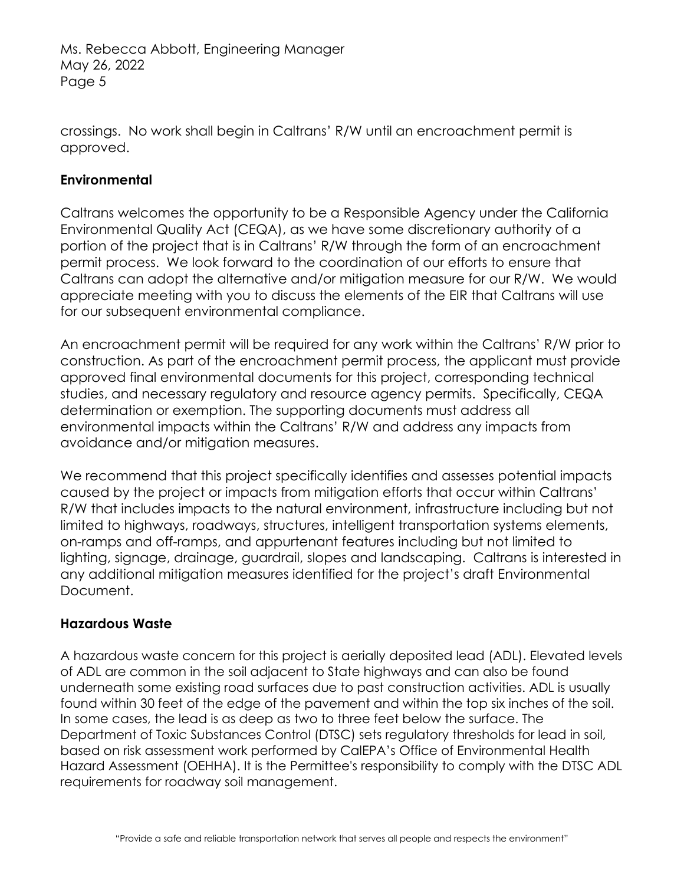crossings. No work shall begin in Caltrans' R/W until an encroachment permit is approved.

**Environmental**

Caltrans welcomes the opportunity to be a Responsible Agency under the California Environmental Quality Act (CEQA), as we have some discretionary authority of a portion of the project that is in Caltrans' R/W through the form of an encroachment permit process. We look forward to the coordination of our efforts to ensure that Caltrans can adopt the alternative and/or mitigation measure for our R/W. We would appreciate meeting with you to discuss the elements of the EIR that Caltrans will use for our subsequent environmental compliance.

An encroachment permit will be required for any work within the Caltrans' R/W prior to construction. As part of the encroachment permit process, the applicant must provide approved final environmental documents for this project, corresponding technical studies, and necessary regulatory and resource agency permits. Specifically, CEQA determination or exemption. The supporting documents must address all environmental impacts within the Caltrans' R/W and address any impacts from avoidance and/or mitigation measures.

We recommend that this project specifically identifies and assesses potential impacts caused by the project or impacts from mitigation efforts that occur within Caltrans' R/W that includes impacts to the natural environment, infrastructure including but not limited to highways, roadways, structures, intelligent transportation systems elements, on-ramps and off-ramps, and appurtenant features including but not limited to lighting, signage, drainage, guardrail, slopes and landscaping. Caltrans is interested in any additional mitigation measures identified for the project's draft Environmental Document.

**Hazardous Waste**

A hazardous waste concern for this project is aerially deposited lead (ADL). Elevated levels of ADL are common in the soil adjacent to State highways and can also be found underneath some existing road surfaces due to past construction activities. ADL is usually found within 30 feet of the edge of the pavement and within the top six inches of the soil. In some cases, the lead is as deep as two to three feet below the surface. The Department of Toxic Substances Control (DTSC) sets regulatory thresholds for lead in soil, based on risk assessment work performed by CalEPA's Office of Environmental Health Hazard Assessment (OEHHA). It is the Permittee's responsibility to comply with the DTSC ADL requirements for roadway soil management.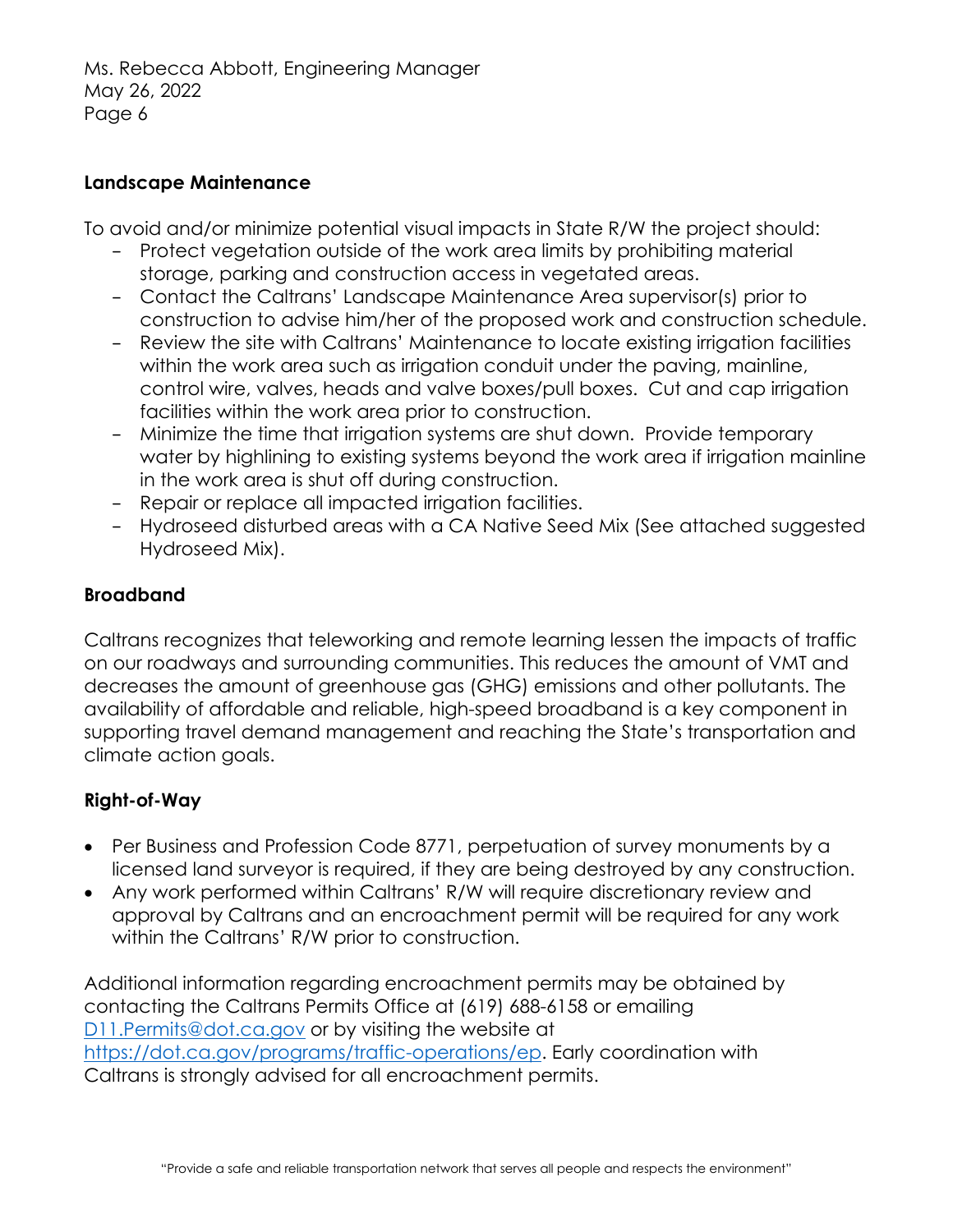**Landscape Maintenance**

To avoid and/or minimize potential visual impacts in State R/W the project should:

- Protect vegetation outside of the work area limits by prohibiting material storage, parking and construction access in vegetated areas.
- Contact the Caltrans' Landscape Maintenance Area supervisor(s) prior to construction to advise him/her of the proposed work and construction schedule.
- Review the site with Caltrans' Maintenance to locate existing irrigation facilities within the work area such as irrigation conduit under the paving, mainline, control wire, valves, heads and valve boxes/pull boxes. Cut and cap irrigation facilities within the work area prior to construction.
- Minimize the time that irrigation systems are shut down. Provide temporary water by highlining to existing systems beyond the work area if irrigation mainline in the work area is shut off during construction.
- Repair or replace all impacted irrigation facilities.
- Hydroseed disturbed areas with a CA Native Seed Mix (See attached suggested Hydroseed Mix).

**Broadband**

Caltrans recognizes that teleworking and remote learning lessen the impacts of traffic on our roadways and surrounding communities. This reduces the amount of VMT and decreases the amount of greenhouse gas (GHG) emissions and other pollutants. The availability of affordable and reliable, high-speed broadband is a key component in supporting travel demand management and reaching the State's transportation and climate action goals.

**Right-of-Way**

- Per Business and Profession Code 8771, perpetuation of survey monuments by a licensed land surveyor is required, if they are being destroyed by any construction.
- Any work performed within Caltrans' R/W will require discretionary review and approval by Caltrans and an encroachment permit will be required for any work within the Caltrans' R/W prior to construction.

Additional information regarding encroachment permits may be obtained by contacting the Caltrans Permits Office at (619) 688-6158 or emailing D11.Permits@dot.ca.gov or by visiting the website at https://dot.ca.gov/programs/traffic-operations/ep. Early coordination with Caltrans is strongly advised for all encroachment permits.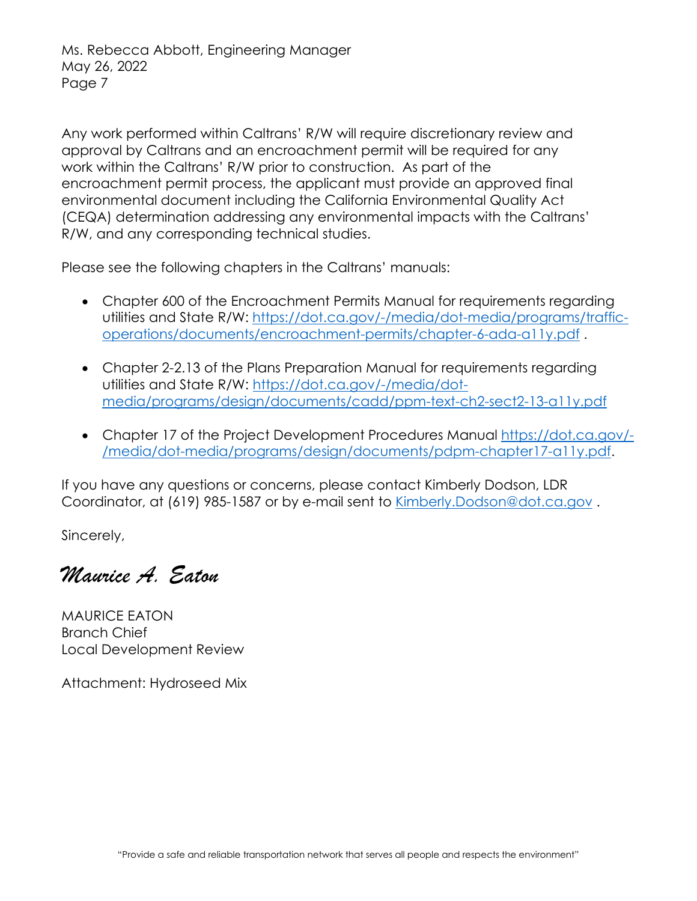Any work performed within Caltrans' R/W will require discretionary review and approval by Caltrans and an encroachment permit will be required for any work within the Caltrans' R/W prior to construction. As part of the encroachment permit process, the applicant must provide an approved final environmental document including the California Environmental Quality Act (CEQA) determination addressing any environmental impacts with the Caltrans' R/W, and any corresponding technical studies.

Please see the following chapters in the Caltrans' manuals:

- Chapter 600 of the Encroachment Permits Manual for requirements regarding utilities and State R/W: https://dot.ca.gov/-/media/dot-media/programs/traffic-operations/documents/encroachment-permits/chapter-6-ada-a11y.pdf .

- Chapter 2-2.13 of the Plans Preparation Manual for requirements regarding utilities and State R/W: https://dot.ca.gov/-/media/dot-media/programs/design/documents/cadd/ppm-text-ch2-sect2-13-a11y.pdf

- Chapter 17 of the Project Development Procedures Manual https://dot.ca.gov/-/media/dot-media/programs/design/documents/pdpm-chapter17-a11y.pdf.

If you have any questions or concerns, please contact Kimberly Dodson, LDR Coordinator, at (619) 985-1587 or by e-mail sent to Kimberly.Dodson@dot.ca.gov .

Sincerely,

*Maurice A. Eaton*

MAURICE EATON
Branch Chief
Local Development Review

Attachment: Hydroseed Mix